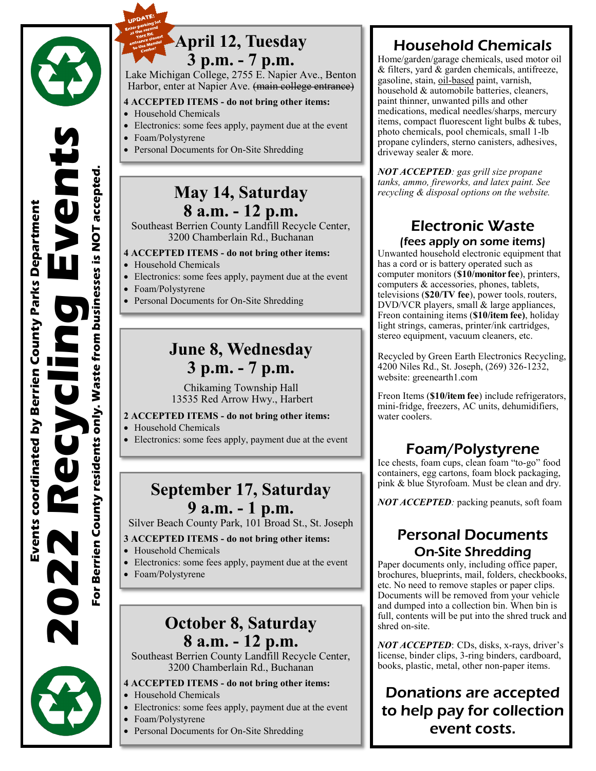# 2022 Recycling Events

**Events coordinated by Berrien County Parks Department**

**For Berrien County residents only. Waste from businesses is NOT accepted.**

UPDATE: Enter parking lot at the second Yore Rd. entrance closest to the Mendel Center!

## April 12, Tuesday
## 3 p.m. - 7 p.m.

Lake Michigan College, 2755 E. Napier Ave., Benton Harbor, enter at Napier Ave. ~~(main college entrance)~~

**4 ACCEPTED ITEMS - do not bring other items:**

- Household Chemicals
- Electronics: some fees apply, payment due at the event
- Foam/Polystyrene
- Personal Documents for On-Site Shredding

## May 14, Saturday
## 8 a.m. - 12 p.m.

Southeast Berrien County Landfill Recycle Center, 3200 Chamberlain Rd., Buchanan

**4 ACCEPTED ITEMS - do not bring other items:**

- Household Chemicals
- Electronics: some fees apply, payment due at the event
- Foam/Polystyrene
- Personal Documents for On-Site Shredding

## June 8, Wednesday
## 3 p.m. - 7 p.m.

Chikaming Township Hall
13535 Red Arrow Hwy., Harbert

**2 ACCEPTED ITEMS - do not bring other items:**

- Household Chemicals
- Electronics: some fees apply, payment due at the event

## September 17, Saturday
## 9 a.m. - 1 p.m.

Silver Beach County Park, 101 Broad St., St. Joseph

**3 ACCEPTED ITEMS - do not bring other items:**

- Household Chemicals
- Electronics: some fees apply, payment due at the event
- Foam/Polystyrene

## October 8, Saturday
## 8 a.m. - 12 p.m.

Southeast Berrien County Landfill Recycle Center, 3200 Chamberlain Rd., Buchanan

**4 ACCEPTED ITEMS - do not bring other items:**

- Household Chemicals
- Electronics: some fees apply, payment due at the event
- Foam/Polystyrene
- Personal Documents for On-Site Shredding

## Household Chemicals

Home/garden/garage chemicals, used motor oil & filters, yard & garden chemicals, antifreeze, gasoline, stain, oil-based paint, varnish, household & automobile batteries, cleaners, paint thinner, unwanted pills and other medications, medical needles/sharps, mercury items, compact fluorescent light bulbs & tubes, photo chemicals, pool chemicals, small 1-lb propane cylinders, sterno canisters, adhesives, driveway sealer & more.

***NOT ACCEPTED**: gas grill size propane tanks, ammo, fireworks, and latex paint. See recycling & disposal options on the website.*

## Electronic Waste
### (fees apply on some items)

Unwanted household electronic equipment that has a cord or is battery operated such as computer monitors (**$10/monitor fee**), printers, computers & accessories, phones, tablets, televisions (**$20/TV fee**), power tools, routers, DVD/VCR players, small & large appliances, Freon containing items (**$10/item fee)**, holiday light strings, cameras, printer/ink cartridges, stereo equipment, vacuum cleaners, etc.

Recycled by Green Earth Electronics Recycling, 4200 Niles Rd., St. Joseph, (269) 326-1232, website: greenearth1.com

Freon Items (**$10/item fee**) include refrigerators, mini-fridge, freezers, AC units, dehumidifiers, water coolers.

## Foam/Polystyrene

Ice chests, foam cups, clean foam "to-go" food containers, egg cartons, foam block packaging, pink & blue Styrofoam. Must be clean and dry.

***NOT ACCEPTED**:* packing peanuts, soft foam

## Personal Documents On-Site Shredding

Paper documents only, including office paper, brochures, blueprints, mail, folders, checkbooks, etc. No need to remove staples or paper clips. Documents will be removed from your vehicle and dumped into a collection bin. When bin is full, contents will be put into the shred truck and shred on-site.

***NOT ACCEPTED***: CDs, disks, x-rays, driver's license, binder clips, 3-ring binders, cardboard, books, plastic, metal, other non-paper items.

## Donations are accepted to help pay for collection event costs.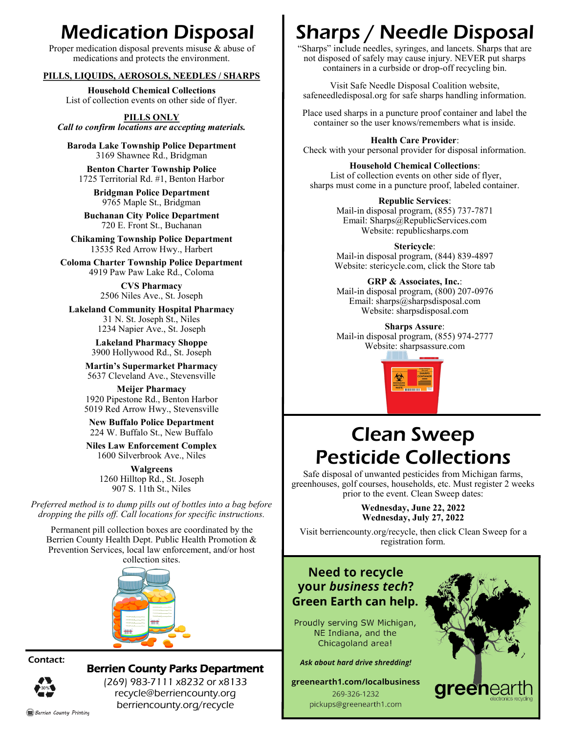# Medication Disposal

Proper medication disposal prevents misuse & abuse of medications and protects the environment.

**PILLS, LIQUIDS, AEROSOLS, NEEDLES / SHARPS**

**Household Chemical Collections**
List of collection events on other side of flyer.

**PILLS ONLY**
***Call to confirm locations are accepting materials.***

**Baroda Lake Township Police Department**
3169 Shawnee Rd., Bridgman

**Benton Charter Township Police**
1725 Territorial Rd. #1, Benton Harbor

**Bridgman Police Department**
9765 Maple St., Bridgman

**Buchanan City Police Department**
720 E. Front St., Buchanan

**Chikaming Township Police Department**
13535 Red Arrow Hwy., Harbert

**Coloma Charter Township Police Department**
4919 Paw Paw Lake Rd., Coloma

**CVS Pharmacy**
2506 Niles Ave., St. Joseph

**Lakeland Community Hospital Pharmacy**
31 N. St. Joseph St., Niles
1234 Napier Ave., St. Joseph

**Lakeland Pharmacy Shoppe**
3900 Hollywood Rd., St. Joseph

**Martin's Supermarket Pharmacy**
5637 Cleveland Ave., Stevensville

**Meijer Pharmacy**
1920 Pipestone Rd., Benton Harbor
5019 Red Arrow Hwy., Stevensville

**New Buffalo Police Department**
224 W. Buffalo St., New Buffalo

**Niles Law Enforcement Complex**
1600 Silverbrook Ave., Niles

**Walgreens**
1260 Hilltop Rd., St. Joseph
907 S. 11th St., Niles

*Preferred method is to dump pills out of bottles into a bag before dropping the pills off. Call locations for specific instructions.*

Permanent pill collection boxes are coordinated by the Berrien County Health Dept. Public Health Promotion & Prevention Services, local law enforcement, and/or host collection sites.

**Contact:**

**Berrien County Parks Department**
(269) 983-7111 x8232 or x8133
recycle@berriencounty.org
berriencounty.org/recycle

Berrien County Printing

# Sharps / Needle Disposal

"Sharps" include needles, syringes, and lancets. Sharps that are not disposed of safely may cause injury. NEVER put sharps containers in a curbside or drop-off recycling bin.

Visit Safe Needle Disposal Coalition website, safeneedledisposal.org for safe sharps handling information.

Place used sharps in a puncture proof container and label the container so the user knows/remembers what is inside.

**Health Care Provider**:
Check with your personal provider for disposal information.

**Household Chemical Collections**:
List of collection events on other side of flyer, sharps must come in a puncture proof, labeled container.

**Republic Services**:
Mail-in disposal program, (855) 737-7871
Email: Sharps@RepublicServices.com
Website: republicsharps.com

**Stericycle**:
Mail-in disposal program, (844) 839-4897
Website: stericycle.com, click the Store tab

**GRP & Associates, Inc.**:
Mail-in disposal program, (800) 207-0976
Email: sharps@sharpsdisposal.com
Website: sharpsdisposal.com

**Sharps Assure**:
Mail-in disposal program, (855) 974-2777
Website: sharpsassure.com

# Clean Sweep Pesticide Collections

Safe disposal of unwanted pesticides from Michigan farms, greenhouses, golf courses, households, etc. Must register 2 weeks prior to the event. Clean Sweep dates:

**Wednesday, June 22, 2022**
**Wednesday, July 27, 2022**

Visit berriencounty.org/recycle, then click Clean Sweep for a registration form.

## Need to recycle your *business tech*? Green Earth can help.

Proudly serving SW Michigan, NE Indiana, and the Chicagoland area!

***Ask about hard drive shredding!***

**greenearth1.com/localbusiness**
269-326-1232
pickups@greenearth1.com

greenearth electronics recycling